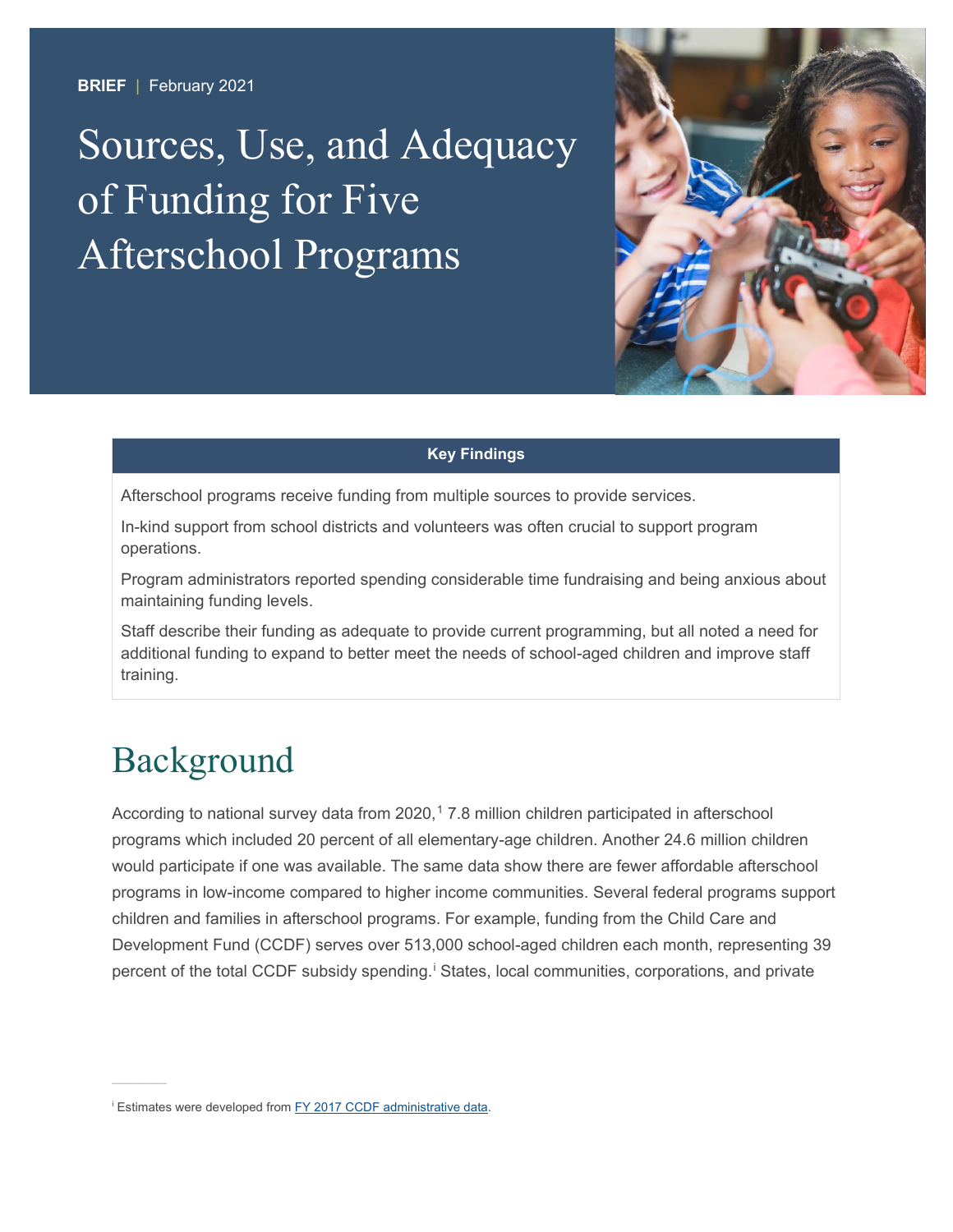**BRIEF** | February 2021

# Sources, Use, and Adequacy of Funding for Five Afterschool Programs

**Key Findings**

Afterschool programs receive funding from multiple sources to provide services.

In-kind support from school districts and volunteers was often crucial to support program operations.

Program administrators reported spending considerable time fundraising and being anxious about maintaining funding levels.

Staff describe their funding as adequate to provide current programming, but all noted a need for additional funding to expand to better meet the needs of school-aged children and improve staff training.

## Background

According to national survey data from 2020,[1] 7.8 million children participated in afterschool programs which included 20 percent of all elementary-age children. Another 24.6 million children would participate if one was available. The same data show there are fewer affordable afterschool programs in low-income compared to higher income communities. Several federal programs support children and families in afterschool programs. For example, funding from the Child Care and Development Fund (CCDF) serves over 513,000 school-aged children each month, representing 39 percent of the total CCDF subsidy spending.[i] States, local communities, corporations, and private

[i] Estimates were developed from FY 2017 CCDF administrative data.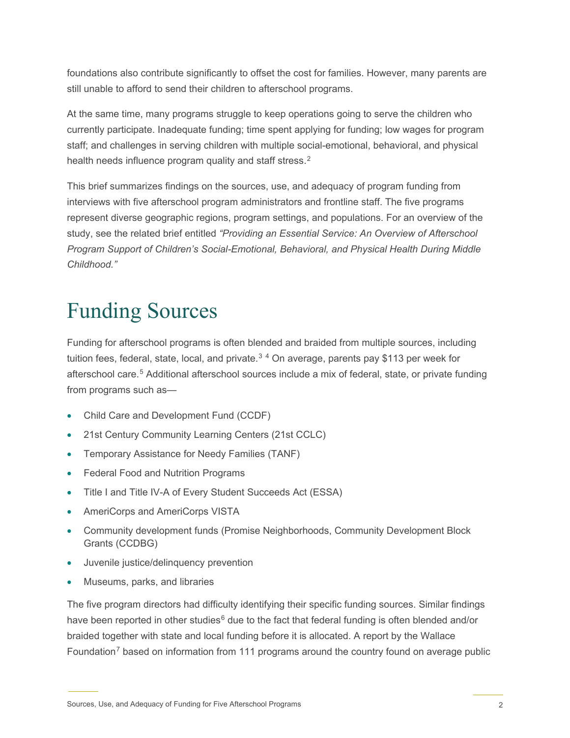foundations also contribute significantly to offset the cost for families. However, many parents are still unable to afford to send their children to afterschool programs.

At the same time, many programs struggle to keep operations going to serve the children who currently participate. Inadequate funding; time spent applying for funding; low wages for program staff; and challenges in serving children with multiple social-emotional, behavioral, and physical health needs influence program quality and staff stress.[2]

This brief summarizes findings on the sources, use, and adequacy of program funding from interviews with five afterschool program administrators and frontline staff. The five programs represent diverse geographic regions, program settings, and populations. For an overview of the study, see the related brief entitled *"Providing an Essential Service: An Overview of Afterschool Program Support of Children's Social-Emotional, Behavioral, and Physical Health During Middle Childhood."*

# Funding Sources

Funding for afterschool programs is often blended and braided from multiple sources, including tuition fees, federal, state, local, and private.[3] [4] On average, parents pay $113 per week for afterschool care.[5] Additional afterschool sources include a mix of federal, state, or private funding from programs such as—

- Child Care and Development Fund (CCDF)
- 21st Century Community Learning Centers (21st CCLC)
- Temporary Assistance for Needy Families (TANF)
- Federal Food and Nutrition Programs
- Title I and Title IV-A of Every Student Succeeds Act (ESSA)
- AmeriCorps and AmeriCorps VISTA
- Community development funds (Promise Neighborhoods, Community Development Block Grants (CCDBG)
- Juvenile justice/delinquency prevention
- Museums, parks, and libraries

The five program directors had difficulty identifying their specific funding sources. Similar findings have been reported in other studies[6] due to the fact that federal funding is often blended and/or braided together with state and local funding before it is allocated. A report by the Wallace Foundation[7] based on information from 111 programs around the country found on average public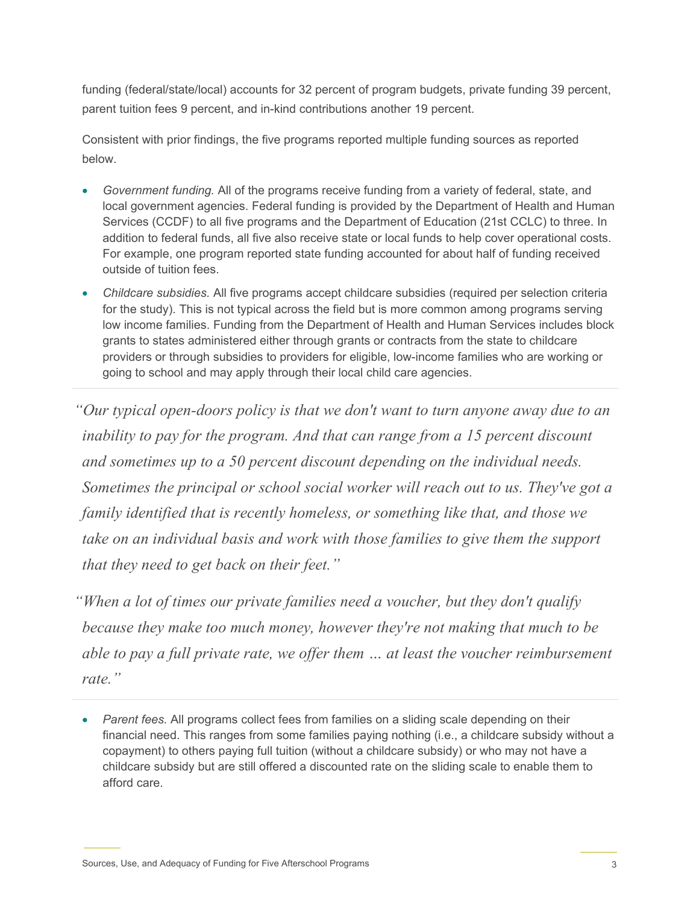funding (federal/state/local) accounts for 32 percent of program budgets, private funding 39 percent, parent tuition fees 9 percent, and in-kind contributions another 19 percent.

Consistent with prior findings, the five programs reported multiple funding sources as reported below.

- *Government funding.* All of the programs receive funding from a variety of federal, state, and local government agencies. Federal funding is provided by the Department of Health and Human Services (CCDF) to all five programs and the Department of Education (21st CCLC) to three. In addition to federal funds, all five also receive state or local funds to help cover operational costs. For example, one program reported state funding accounted for about half of funding received outside of tuition fees.
- *Childcare subsidies.* All five programs accept childcare subsidies (required per selection criteria for the study). This is not typical across the field but is more common among programs serving low income families. Funding from the Department of Health and Human Services includes block grants to states administered either through grants or contracts from the state to childcare providers or through subsidies to providers for eligible, low-income families who are working or going to school and may apply through their local child care agencies.

---

*"Our typical open-doors policy is that we don't want to turn anyone away due to an inability to pay for the program. And that can range from a 15 percent discount and sometimes up to a 50 percent discount depending on the individual needs. Sometimes the principal or school social worker will reach out to us. They've got a family identified that is recently homeless, or something like that, and those we take on an individual basis and work with those families to give them the support that they need to get back on their feet."*

*"When a lot of times our private families need a voucher, but they don't qualify because they make too much money, however they're not making that much to be able to pay a full private rate, we offer them … at least the voucher reimbursement rate."*

---

- *Parent fees.* All programs collect fees from families on a sliding scale depending on their financial need. This ranges from some families paying nothing (i.e., a childcare subsidy without a copayment) to others paying full tuition (without a childcare subsidy) or who may not have a childcare subsidy but are still offered a discounted rate on the sliding scale to enable them to afford care.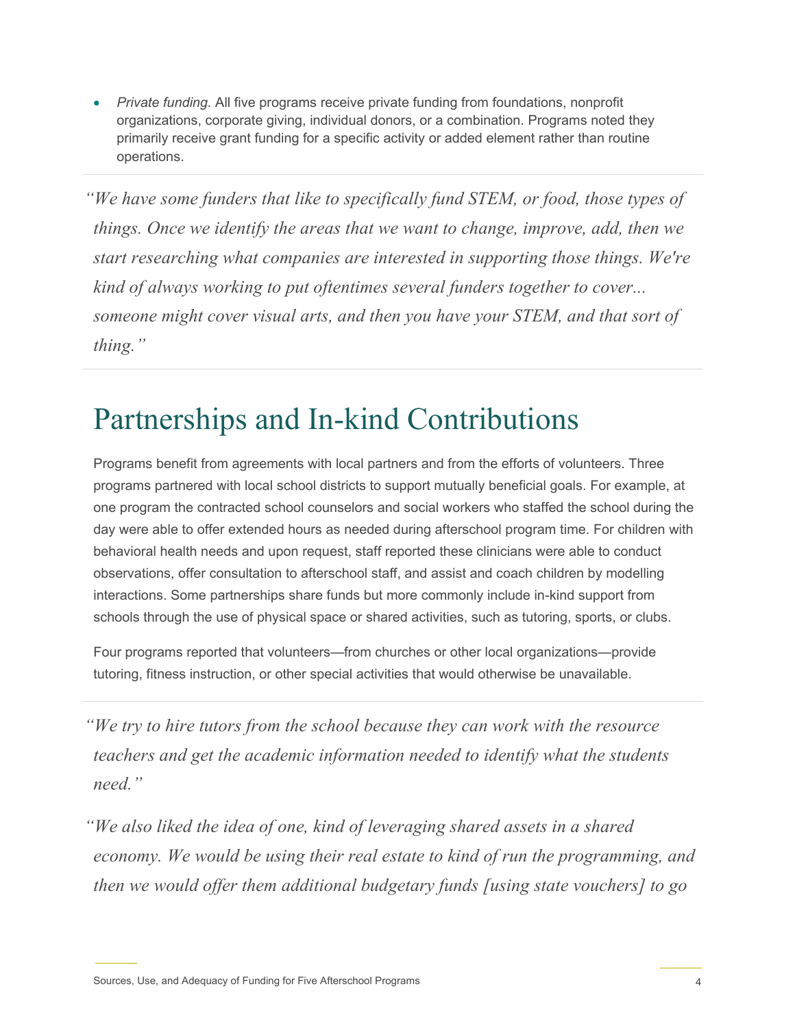- *Private funding.* All five programs receive private funding from foundations, nonprofit organizations, corporate giving, individual donors, or a combination. Programs noted they primarily receive grant funding for a specific activity or added element rather than routine operations.

> *"We have some funders that like to specifically fund STEM, or food, those types of things. Once we identify the areas that we want to change, improve, add, then we start researching what companies are interested in supporting those things. We're kind of always working to put oftentimes several funders together to cover... someone might cover visual arts, and then you have your STEM, and that sort of thing."*

# Partnerships and In-kind Contributions

Programs benefit from agreements with local partners and from the efforts of volunteers. Three programs partnered with local school districts to support mutually beneficial goals. For example, at one program the contracted school counselors and social workers who staffed the school during the day were able to offer extended hours as needed during afterschool program time. For children with behavioral health needs and upon request, staff reported these clinicians were able to conduct observations, offer consultation to afterschool staff, and assist and coach children by modelling interactions. Some partnerships share funds but more commonly include in-kind support from schools through the use of physical space or shared activities, such as tutoring, sports, or clubs.

Four programs reported that volunteers—from churches or other local organizations—provide tutoring, fitness instruction, or other special activities that would otherwise be unavailable.

> *"We try to hire tutors from the school because they can work with the resource teachers and get the academic information needed to identify what the students need."*

> *"We also liked the idea of one, kind of leveraging shared assets in a shared economy. We would be using their real estate to kind of run the programming, and then we would offer them additional budgetary funds [using state vouchers] to go*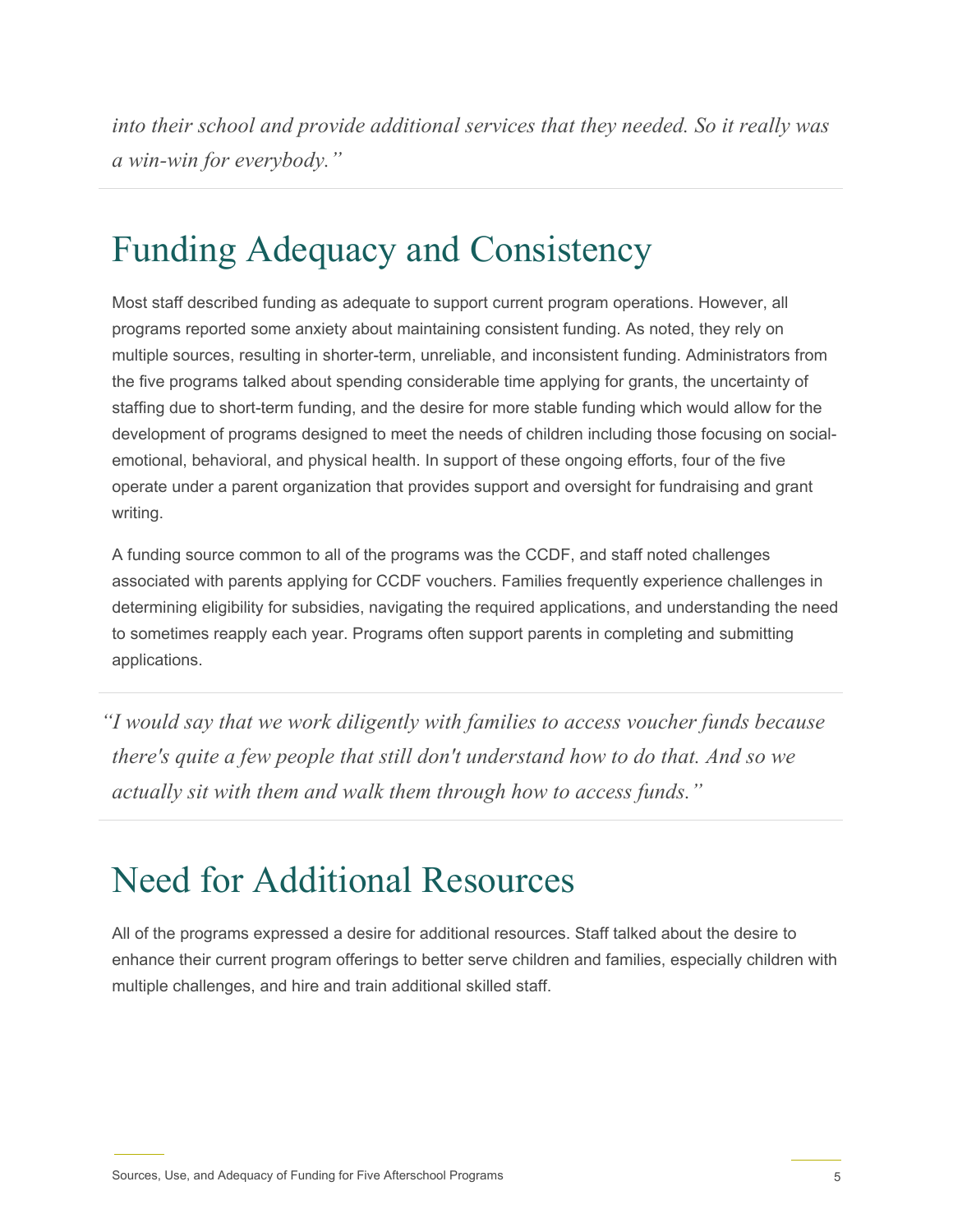*into their school and provide additional services that they needed. So it really was a win-win for everybody."*

---

## Funding Adequacy and Consistency

Most staff described funding as adequate to support current program operations. However, all programs reported some anxiety about maintaining consistent funding. As noted, they rely on multiple sources, resulting in shorter-term, unreliable, and inconsistent funding. Administrators from the five programs talked about spending considerable time applying for grants, the uncertainty of staffing due to short-term funding, and the desire for more stable funding which would allow for the development of programs designed to meet the needs of children including those focusing on social-emotional, behavioral, and physical health. In support of these ongoing efforts, four of the five operate under a parent organization that provides support and oversight for fundraising and grant writing.

A funding source common to all of the programs was the CCDF, and staff noted challenges associated with parents applying for CCDF vouchers. Families frequently experience challenges in determining eligibility for subsidies, navigating the required applications, and understanding the need to sometimes reapply each year. Programs often support parents in completing and submitting applications.

---

*"I would say that we work diligently with families to access voucher funds because there's quite a few people that still don't understand how to do that. And so we actually sit with them and walk them through how to access funds."*

---

## Need for Additional Resources

All of the programs expressed a desire for additional resources. Staff talked about the desire to enhance their current program offerings to better serve children and families, especially children with multiple challenges, and hire and train additional skilled staff.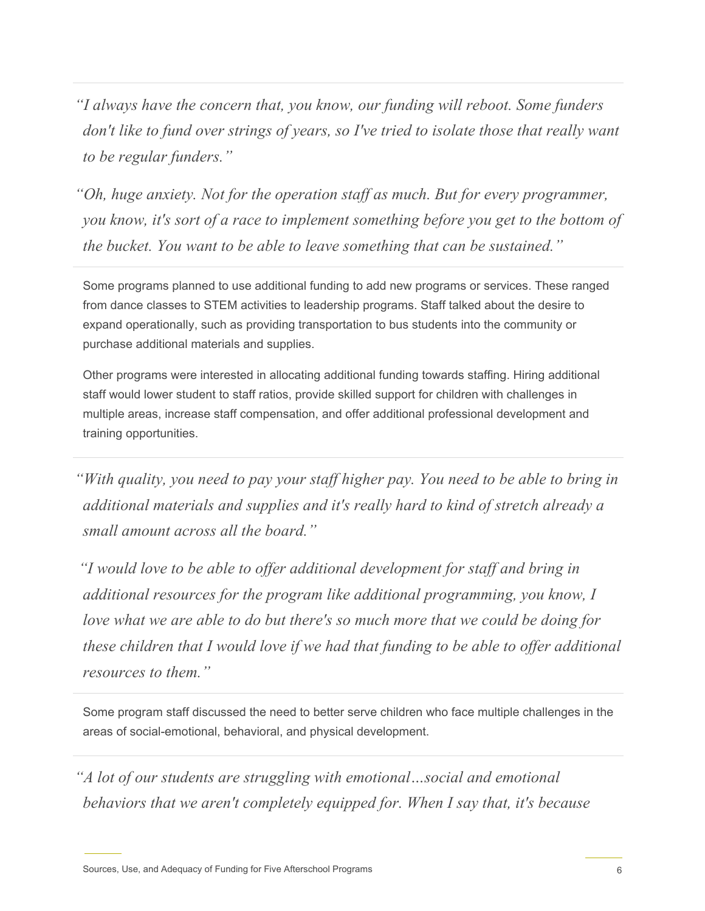*"I always have the concern that, you know, our funding will reboot. Some funders don't like to fund over strings of years, so I've tried to isolate those that really want to be regular funders."*

*"Oh, huge anxiety. Not for the operation staff as much. But for every programmer, you know, it's sort of a race to implement something before you get to the bottom of the bucket. You want to be able to leave something that can be sustained."*

Some programs planned to use additional funding to add new programs or services. These ranged from dance classes to STEM activities to leadership programs. Staff talked about the desire to expand operationally, such as providing transportation to bus students into the community or purchase additional materials and supplies.

Other programs were interested in allocating additional funding towards staffing. Hiring additional staff would lower student to staff ratios, provide skilled support for children with challenges in multiple areas, increase staff compensation, and offer additional professional development and training opportunities.

*"With quality, you need to pay your staff higher pay. You need to be able to bring in additional materials and supplies and it's really hard to kind of stretch already a small amount across all the board."*

*"I would love to be able to offer additional development for staff and bring in additional resources for the program like additional programming, you know, I love what we are able to do but there's so much more that we could be doing for these children that I would love if we had that funding to be able to offer additional resources to them."*

Some program staff discussed the need to better serve children who face multiple challenges in the areas of social-emotional, behavioral, and physical development.

*"A lot of our students are struggling with emotional…social and emotional behaviors that we aren't completely equipped for. When I say that, it's because*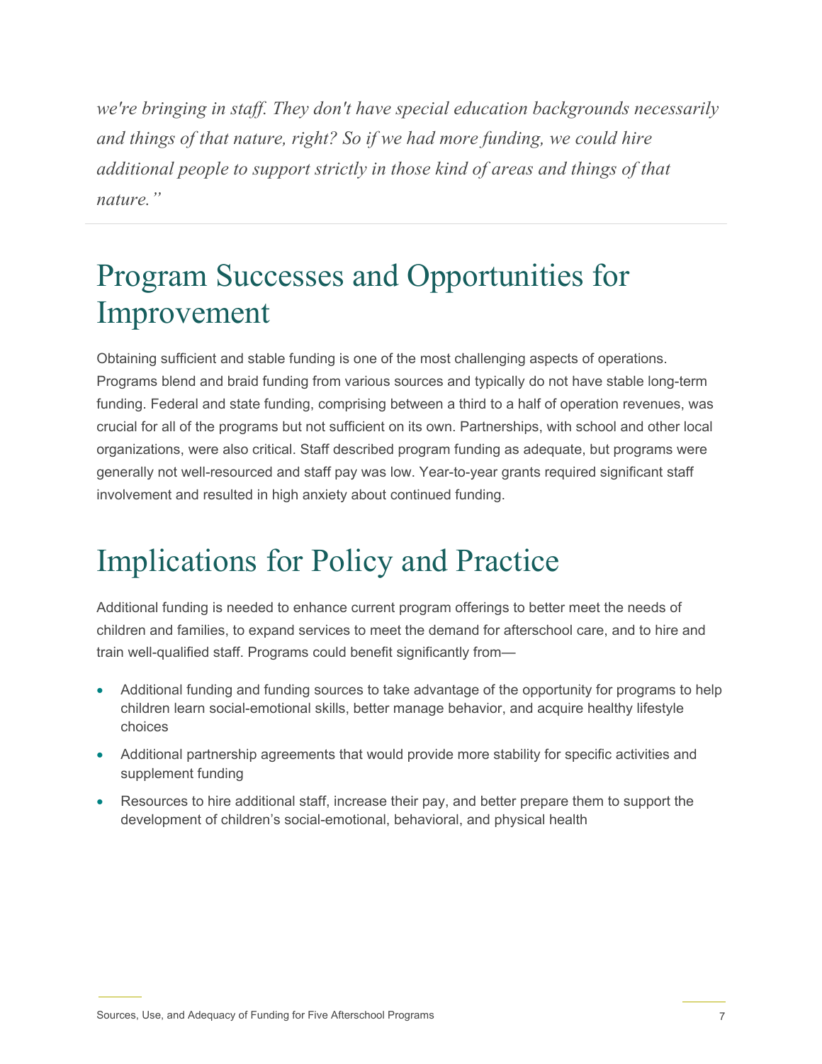*we're bringing in staff. They don't have special education backgrounds necessarily and things of that nature, right? So if we had more funding, we could hire additional people to support strictly in those kind of areas and things of that nature."*

---

# Program Successes and Opportunities for Improvement

Obtaining sufficient and stable funding is one of the most challenging aspects of operations. Programs blend and braid funding from various sources and typically do not have stable long-term funding. Federal and state funding, comprising between a third to a half of operation revenues, was crucial for all of the programs but not sufficient on its own. Partnerships, with school and other local organizations, were also critical. Staff described program funding as adequate, but programs were generally not well-resourced and staff pay was low. Year-to-year grants required significant staff involvement and resulted in high anxiety about continued funding.

# Implications for Policy and Practice

Additional funding is needed to enhance current program offerings to better meet the needs of children and families, to expand services to meet the demand for afterschool care, and to hire and train well-qualified staff. Programs could benefit significantly from—

- Additional funding and funding sources to take advantage of the opportunity for programs to help children learn social-emotional skills, better manage behavior, and acquire healthy lifestyle choices
- Additional partnership agreements that would provide more stability for specific activities and supplement funding
- Resources to hire additional staff, increase their pay, and better prepare them to support the development of children's social-emotional, behavioral, and physical health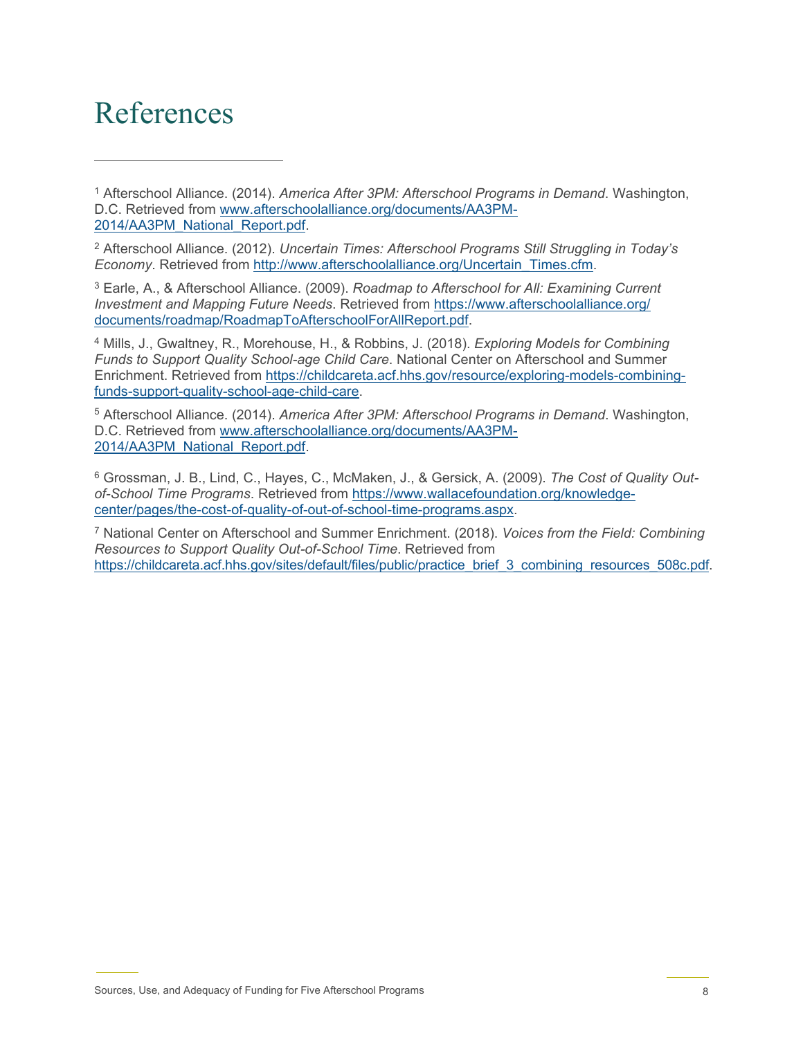# References

[1] Afterschool Alliance. (2014). *America After 3PM: Afterschool Programs in Demand*. Washington, D.C. Retrieved from www.afterschoolalliance.org/documents/AA3PM-2014/AA3PM_National_Report.pdf.

[2] Afterschool Alliance. (2012). *Uncertain Times: Afterschool Programs Still Struggling in Today's Economy*. Retrieved from http://www.afterschoolalliance.org/Uncertain_Times.cfm.

[3] Earle, A., & Afterschool Alliance. (2009). *Roadmap to Afterschool for All: Examining Current Investment and Mapping Future Needs*. Retrieved from https://www.afterschoolalliance.org/documents/roadmap/RoadmapToAfterschoolForAllReport.pdf.

[4] Mills, J., Gwaltney, R., Morehouse, H., & Robbins, J. (2018). *Exploring Models for Combining Funds to Support Quality School-age Child Care*. National Center on Afterschool and Summer Enrichment. Retrieved from https://childcareta.acf.hhs.gov/resource/exploring-models-combining-funds-support-quality-school-age-child-care.

[5] Afterschool Alliance. (2014). *America After 3PM: Afterschool Programs in Demand*. Washington, D.C. Retrieved from www.afterschoolalliance.org/documents/AA3PM-2014/AA3PM_National_Report.pdf.

[6] Grossman, J. B., Lind, C., Hayes, C., McMaken, J., & Gersick, A. (2009). *The Cost of Quality Out-of-School Time Programs*. Retrieved from https://www.wallacefoundation.org/knowledge-center/pages/the-cost-of-quality-of-out-of-school-time-programs.aspx.

[7] National Center on Afterschool and Summer Enrichment. (2018). *Voices from the Field: Combining Resources to Support Quality Out-of-School Time*. Retrieved from https://childcareta.acf.hhs.gov/sites/default/files/public/practice_brief_3_combining_resources_508c.pdf.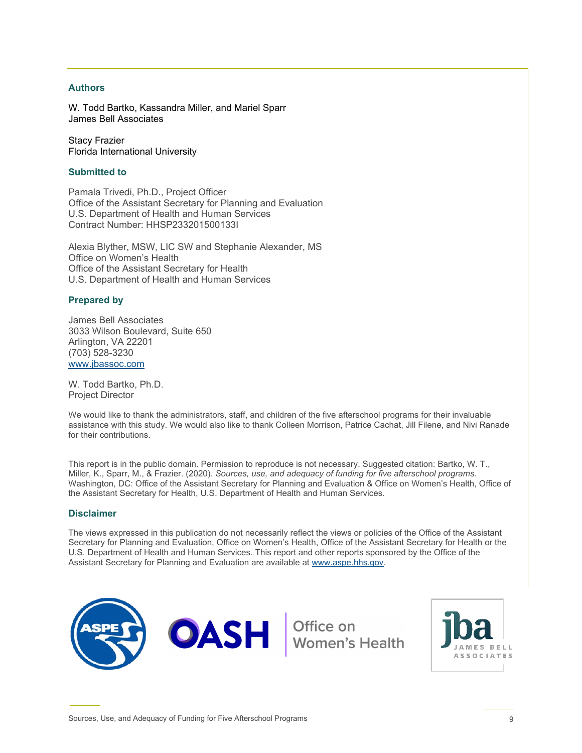### Authors

W. Todd Bartko, Kassandra Miller, and Mariel Sparr
James Bell Associates

Stacy Frazier
Florida International University

### Submitted to

Pamala Trivedi, Ph.D., Project Officer
Office of the Assistant Secretary for Planning and Evaluation
U.S. Department of Health and Human Services
Contract Number: HHSP233201500133I

Alexia Blyther, MSW, LIC SW and Stephanie Alexander, MS
Office on Women's Health
Office of the Assistant Secretary for Health
U.S. Department of Health and Human Services

### Prepared by

James Bell Associates
3033 Wilson Boulevard, Suite 650
Arlington, VA 22201
(703) 528-3230
[www.jbassoc.com](http://www.jbassoc.com)

W. Todd Bartko, Ph.D.
Project Director

We would like to thank the administrators, staff, and children of the five afterschool programs for their invaluable assistance with this study. We would also like to thank Colleen Morrison, Patrice Cachat, Jill Filene, and Nivi Ranade for their contributions.

This report is in the public domain. Permission to reproduce is not necessary. Suggested citation: Bartko, W. T., Miller, K., Sparr, M., & Frazier. (2020). *Sources, use, and adequacy of funding for five afterschool programs.* Washington, DC: Office of the Assistant Secretary for Planning and Evaluation & Office on Women's Health, Office of the Assistant Secretary for Health, U.S. Department of Health and Human Services.

### Disclaimer

The views expressed in this publication do not necessarily reflect the views or policies of the Office of the Assistant Secretary for Planning and Evaluation, Office on Women's Health, Office of the Assistant Secretary for Health or the U.S. Department of Health and Human Services. This report and other reports sponsored by the Office of the Assistant Secretary for Planning and Evaluation are available at [www.aspe.hhs.gov](http://www.aspe.hhs.gov).

ASPE

OASH | Office on Women's Health

jba JAMES BELL ASSOCIATES